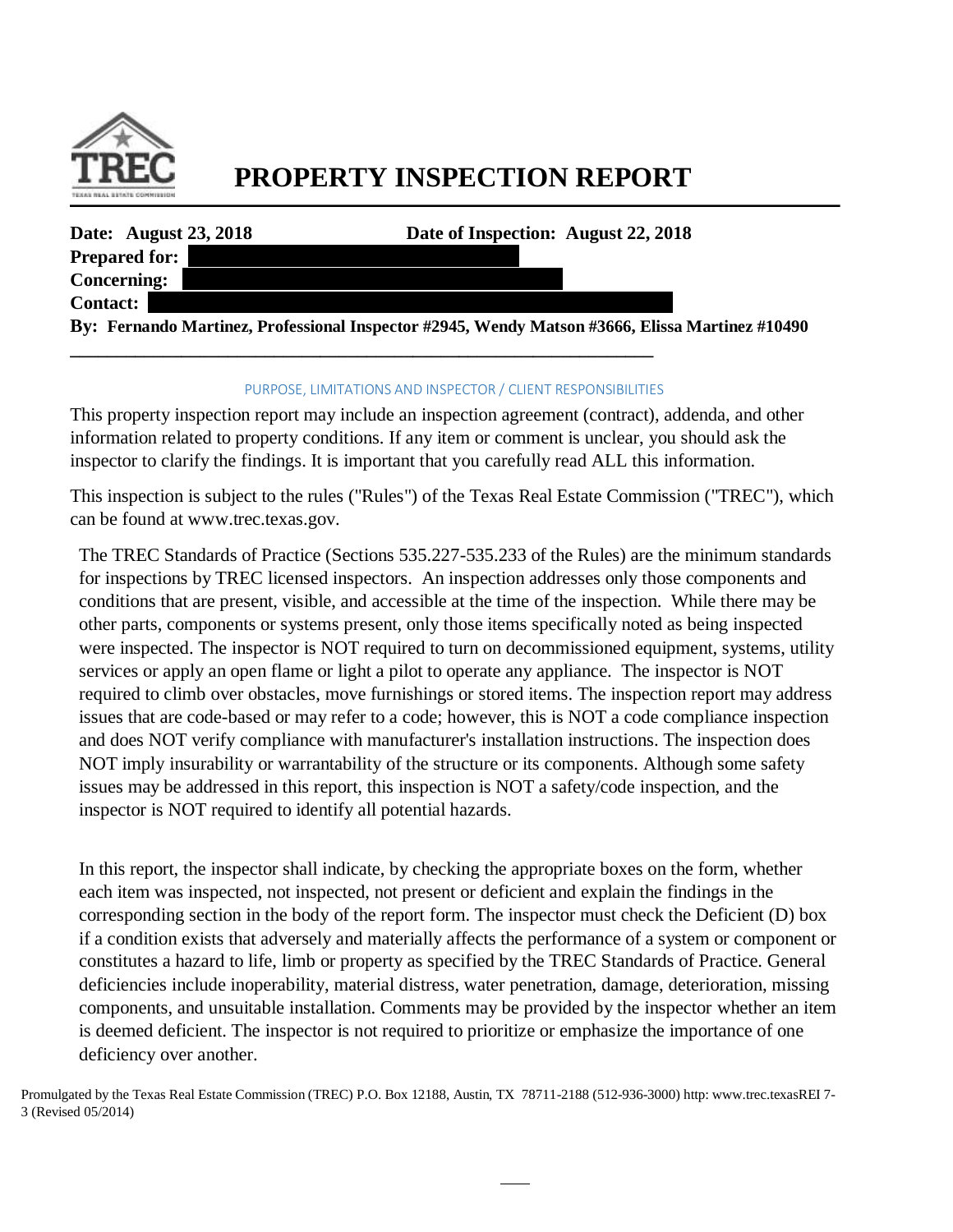# PROPERTY INSPECTION REPORT

**Date: August 23, 2018** **Date of Inspection: August 22, 2018**

**Prepared for:**

**Concerning:**

**Contact:**

**By: Fernando Martinez, Professional Inspector #2945, Wendy Matson #3666, Elissa Martinez #10490**

PURPOSE, LIMITATIONS AND INSPECTOR / CLIENT RESPONSIBILITIES

This property inspection report may include an inspection agreement (contract), addenda, and other information related to property conditions. If any item or comment is unclear, you should ask the inspector to clarify the findings. It is important that you carefully read ALL this information.

This inspection is subject to the rules ("Rules") of the Texas Real Estate Commission ("TREC"), which can be found at www.trec.texas.gov.

The TREC Standards of Practice (Sections 535.227-535.233 of the Rules) are the minimum standards for inspections by TREC licensed inspectors. An inspection addresses only those components and conditions that are present, visible, and accessible at the time of the inspection. While there may be other parts, components or systems present, only those items specifically noted as being inspected were inspected. The inspector is NOT required to turn on decommissioned equipment, systems, utility services or apply an open flame or light a pilot to operate any appliance. The inspector is NOT required to climb over obstacles, move furnishings or stored items. The inspection report may address issues that are code-based or may refer to a code; however, this is NOT a code compliance inspection and does NOT verify compliance with manufacturer's installation instructions. The inspection does NOT imply insurability or warrantability of the structure or its components. Although some safety issues may be addressed in this report, this inspection is NOT a safety/code inspection, and the inspector is NOT required to identify all potential hazards.

In this report, the inspector shall indicate, by checking the appropriate boxes on the form, whether each item was inspected, not inspected, not present or deficient and explain the findings in the corresponding section in the body of the report form. The inspector must check the Deficient (D) box if a condition exists that adversely and materially affects the performance of a system or component or constitutes a hazard to life, limb or property as specified by the TREC Standards of Practice. General deficiencies include inoperability, material distress, water penetration, damage, deterioration, missing components, and unsuitable installation. Comments may be provided by the inspector whether an item is deemed deficient. The inspector is not required to prioritize or emphasize the importance of one deficiency over another.

Promulgated by the Texas Real Estate Commission (TREC) P.O. Box 12188, Austin, TX 78711-2188 (512-936-3000) http: www.trec.texasREI 7-3 (Revised 05/2014)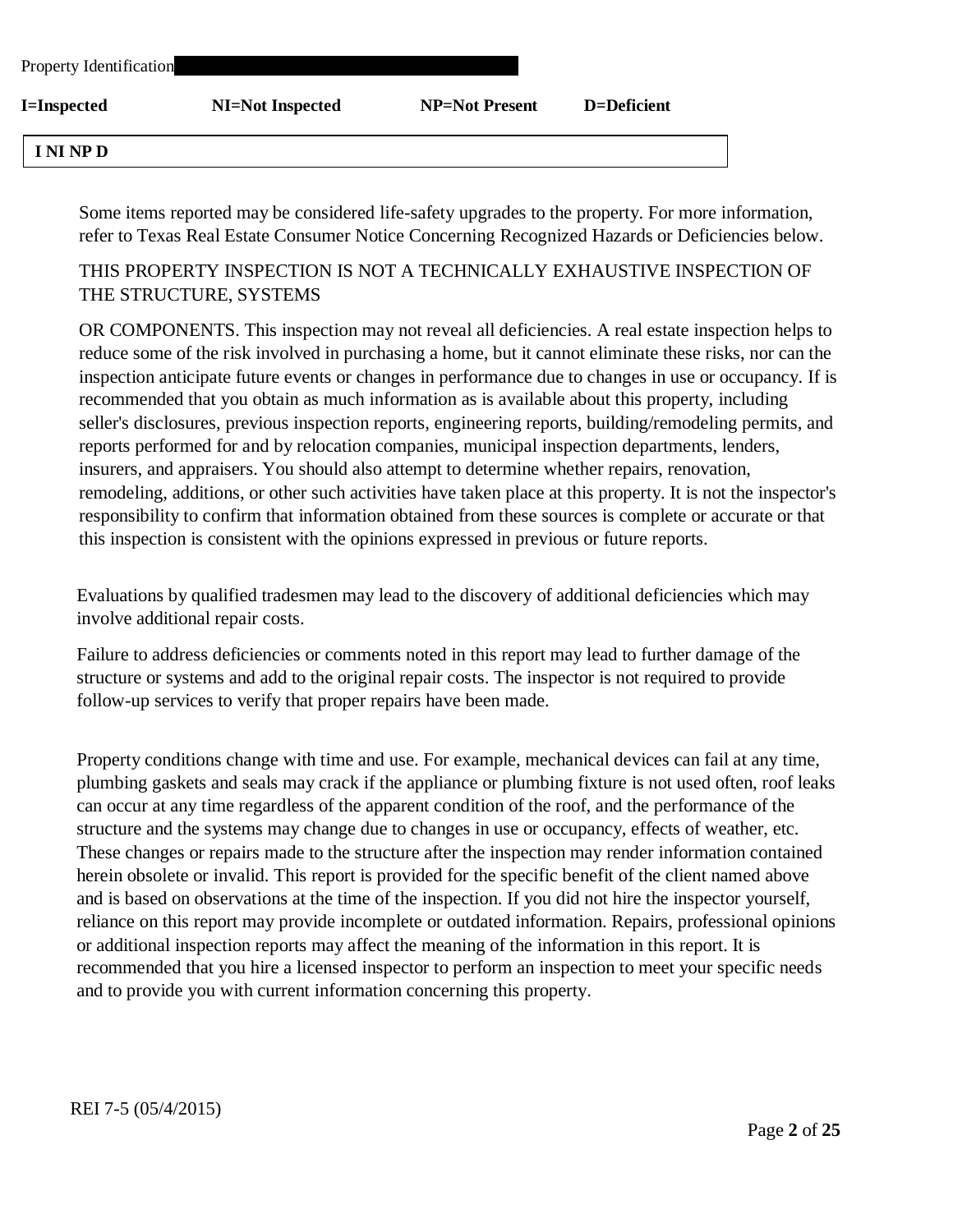Property Identification

**I=Inspected** **NI=Not Inspected** **NP=Not Present** **D=Deficient**

| I NI NP D |
|---|

Some items reported may be considered life-safety upgrades to the property. For more information, refer to Texas Real Estate Consumer Notice Concerning Recognized Hazards or Deficiencies below.

THIS PROPERTY INSPECTION IS NOT A TECHNICALLY EXHAUSTIVE INSPECTION OF THE STRUCTURE, SYSTEMS

OR COMPONENTS. This inspection may not reveal all deficiencies. A real estate inspection helps to reduce some of the risk involved in purchasing a home, but it cannot eliminate these risks, nor can the inspection anticipate future events or changes in performance due to changes in use or occupancy. If is recommended that you obtain as much information as is available about this property, including seller's disclosures, previous inspection reports, engineering reports, building/remodeling permits, and reports performed for and by relocation companies, municipal inspection departments, lenders, insurers, and appraisers. You should also attempt to determine whether repairs, renovation, remodeling, additions, or other such activities have taken place at this property. It is not the inspector's responsibility to confirm that information obtained from these sources is complete or accurate or that this inspection is consistent with the opinions expressed in previous or future reports.

Evaluations by qualified tradesmen may lead to the discovery of additional deficiencies which may involve additional repair costs.

Failure to address deficiencies or comments noted in this report may lead to further damage of the structure or systems and add to the original repair costs. The inspector is not required to provide follow-up services to verify that proper repairs have been made.

Property conditions change with time and use. For example, mechanical devices can fail at any time, plumbing gaskets and seals may crack if the appliance or plumbing fixture is not used often, roof leaks can occur at any time regardless of the apparent condition of the roof, and the performance of the structure and the systems may change due to changes in use or occupancy, effects of weather, etc. These changes or repairs made to the structure after the inspection may render information contained herein obsolete or invalid. This report is provided for the specific benefit of the client named above and is based on observations at the time of the inspection. If you did not hire the inspector yourself, reliance on this report may provide incomplete or outdated information. Repairs, professional opinions or additional inspection reports may affect the meaning of the information in this report. It is recommended that you hire a licensed inspector to perform an inspection to meet your specific needs and to provide you with current information concerning this property.

REI 7-5 (05/4/2015)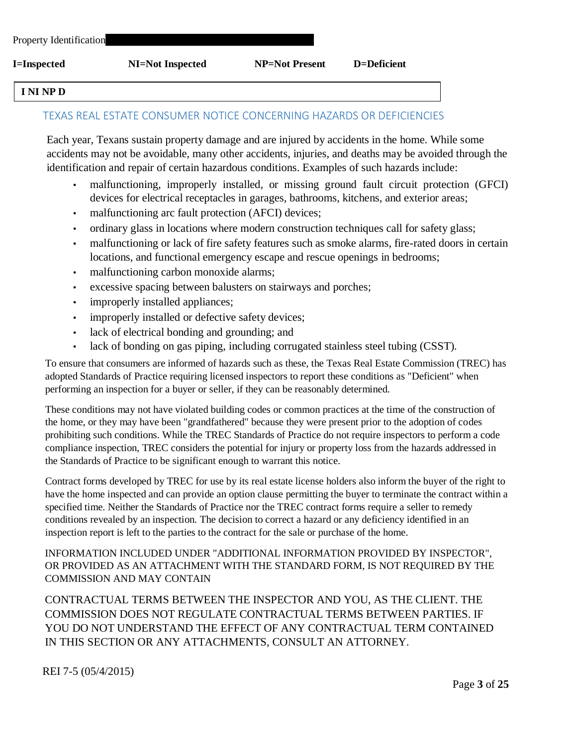Property Identification

**I=Inspected** **NI=Not Inspected** **NP=Not Present** **D=Deficient**

| **I NI NP D** |
|---|

## TEXAS REAL ESTATE CONSUMER NOTICE CONCERNING HAZARDS OR DEFICIENCIES

Each year, Texans sustain property damage and are injured by accidents in the home. While some accidents may not be avoidable, many other accidents, injuries, and deaths may be avoided through the identification and repair of certain hazardous conditions. Examples of such hazards include:

- malfunctioning, improperly installed, or missing ground fault circuit protection (GFCI) devices for electrical receptacles in garages, bathrooms, kitchens, and exterior areas;
- malfunctioning arc fault protection (AFCI) devices;
- ordinary glass in locations where modern construction techniques call for safety glass;
- malfunctioning or lack of fire safety features such as smoke alarms, fire-rated doors in certain locations, and functional emergency escape and rescue openings in bedrooms;
- malfunctioning carbon monoxide alarms;
- excessive spacing between balusters on stairways and porches;
- improperly installed appliances;
- improperly installed or defective safety devices;
- lack of electrical bonding and grounding; and
- lack of bonding on gas piping, including corrugated stainless steel tubing (CSST).

To ensure that consumers are informed of hazards such as these, the Texas Real Estate Commission (TREC) has adopted Standards of Practice requiring licensed inspectors to report these conditions as "Deficient" when performing an inspection for a buyer or seller, if they can be reasonably determined.

These conditions may not have violated building codes or common practices at the time of the construction of the home, or they may have been "grandfathered" because they were present prior to the adoption of codes prohibiting such conditions. While the TREC Standards of Practice do not require inspectors to perform a code compliance inspection, TREC considers the potential for injury or property loss from the hazards addressed in the Standards of Practice to be significant enough to warrant this notice.

Contract forms developed by TREC for use by its real estate license holders also inform the buyer of the right to have the home inspected and can provide an option clause permitting the buyer to terminate the contract within a specified time. Neither the Standards of Practice nor the TREC contract forms require a seller to remedy conditions revealed by an inspection. The decision to correct a hazard or any deficiency identified in an inspection report is left to the parties to the contract for the sale or purchase of the home.

INFORMATION INCLUDED UNDER "ADDITIONAL INFORMATION PROVIDED BY INSPECTOR", OR PROVIDED AS AN ATTACHMENT WITH THE STANDARD FORM, IS NOT REQUIRED BY THE COMMISSION AND MAY CONTAIN

CONTRACTUAL TERMS BETWEEN THE INSPECTOR AND YOU, AS THE CLIENT. THE COMMISSION DOES NOT REGULATE CONTRACTUAL TERMS BETWEEN PARTIES. IF YOU DO NOT UNDERSTAND THE EFFECT OF ANY CONTRACTUAL TERM CONTAINED IN THIS SECTION OR ANY ATTACHMENTS, CONSULT AN ATTORNEY.

REI 7-5 (05/4/2015)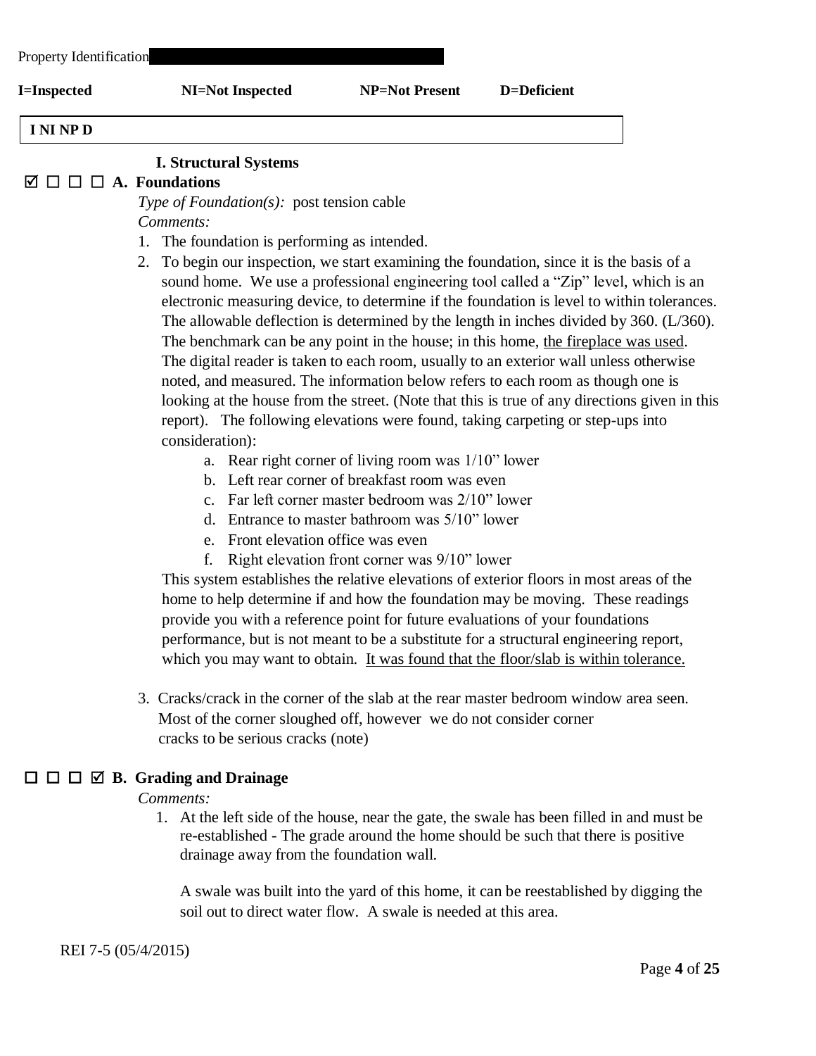Property Identification

**I=Inspected** **NI=Not Inspected** **NP=Not Present** **D=Deficient**

**I NI NP D**

## I. Structural Systems

☑ ☐ ☐ ☐ **A. Foundations**

*Type of Foundation(s):* post tension cable

*Comments:*

1. The foundation is performing as intended.
2. To begin our inspection, we start examining the foundation, since it is the basis of a sound home. We use a professional engineering tool called a "Zip" level, which is an electronic measuring device, to determine if the foundation is level to within tolerances. The allowable deflection is determined by the length in inches divided by 360. (L/360). The benchmark can be any point in the house; in this home, <u>the fireplace was used</u>. The digital reader is taken to each room, usually to an exterior wall unless otherwise noted, and measured. The information below refers to each room as though one is looking at the house from the street. (Note that this is true of any directions given in this report). The following elevations were found, taking carpeting or step-ups into consideration):
   a. Rear right corner of living room was 1/10" lower
   b. Left rear corner of breakfast room was even
   c. Far left corner master bedroom was 2/10" lower
   d. Entrance to master bathroom was 5/10" lower
   e. Front elevation office was even
   f. Right elevation front corner was 9/10" lower

   This system establishes the relative elevations of exterior floors in most areas of the home to help determine if and how the foundation may be moving. These readings provide you with a reference point for future evaluations of your foundations performance, but is not meant to be a substitute for a structural engineering report, which you may want to obtain. <u>It was found that the floor/slab is within tolerance.</u>

3. Cracks/crack in the corner of the slab at the rear master bedroom window area seen. Most of the corner sloughed off, however we do not consider corner cracks to be serious cracks (note)

☐ ☐ ☐ ☑ **B. Grading and Drainage**

*Comments:*

1. At the left side of the house, near the gate, the swale has been filled in and must be re-established - The grade around the home should be such that there is positive drainage away from the foundation wall.

   A swale was built into the yard of this home, it can be reestablished by digging the soil out to direct water flow. A swale is needed at this area.

REI 7-5 (05/4/2015)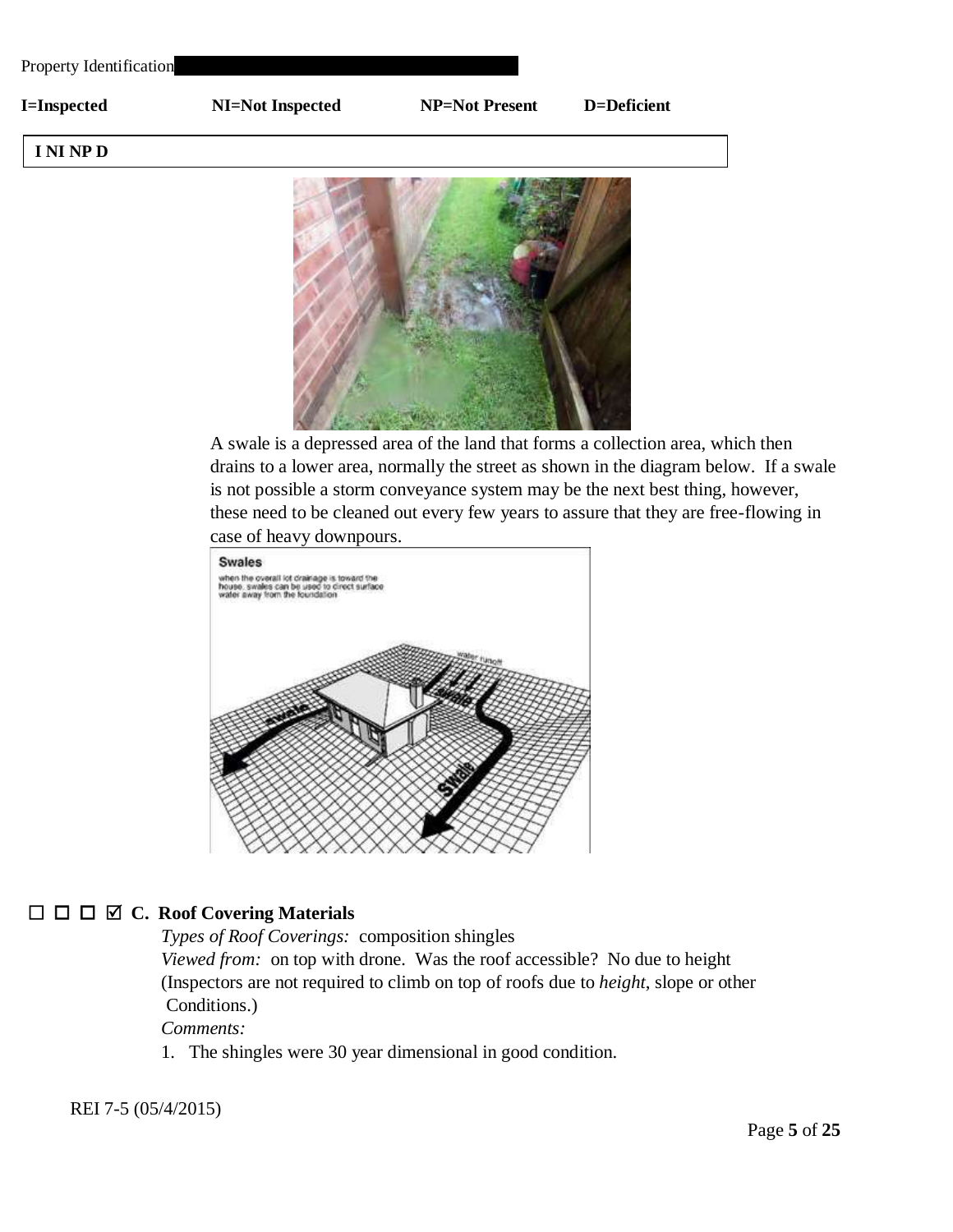Property Identification

**I=Inspected** **NI=Not Inspected** **NP=Not Present** **D=Deficient**

**I NI NP D**

A swale is a depressed area of the land that forms a collection area, which then drains to a lower area, normally the street as shown in the diagram below. If a swale is not possible a storm conveyance system may be the next best thing, however, these need to be cleaned out every few years to assure that they are free-flowing in case of heavy downpours.

☐ ☐ ☐ ☑ **C. Roof Covering Materials**

*Types of Roof Coverings:* composition shingles

*Viewed from:* on top with drone. Was the roof accessible? No due to height (Inspectors are not required to climb on top of roofs due to *height*, slope or other Conditions.)

*Comments:*

1. The shingles were 30 year dimensional in good condition.

REI 7-5 (05/4/2015)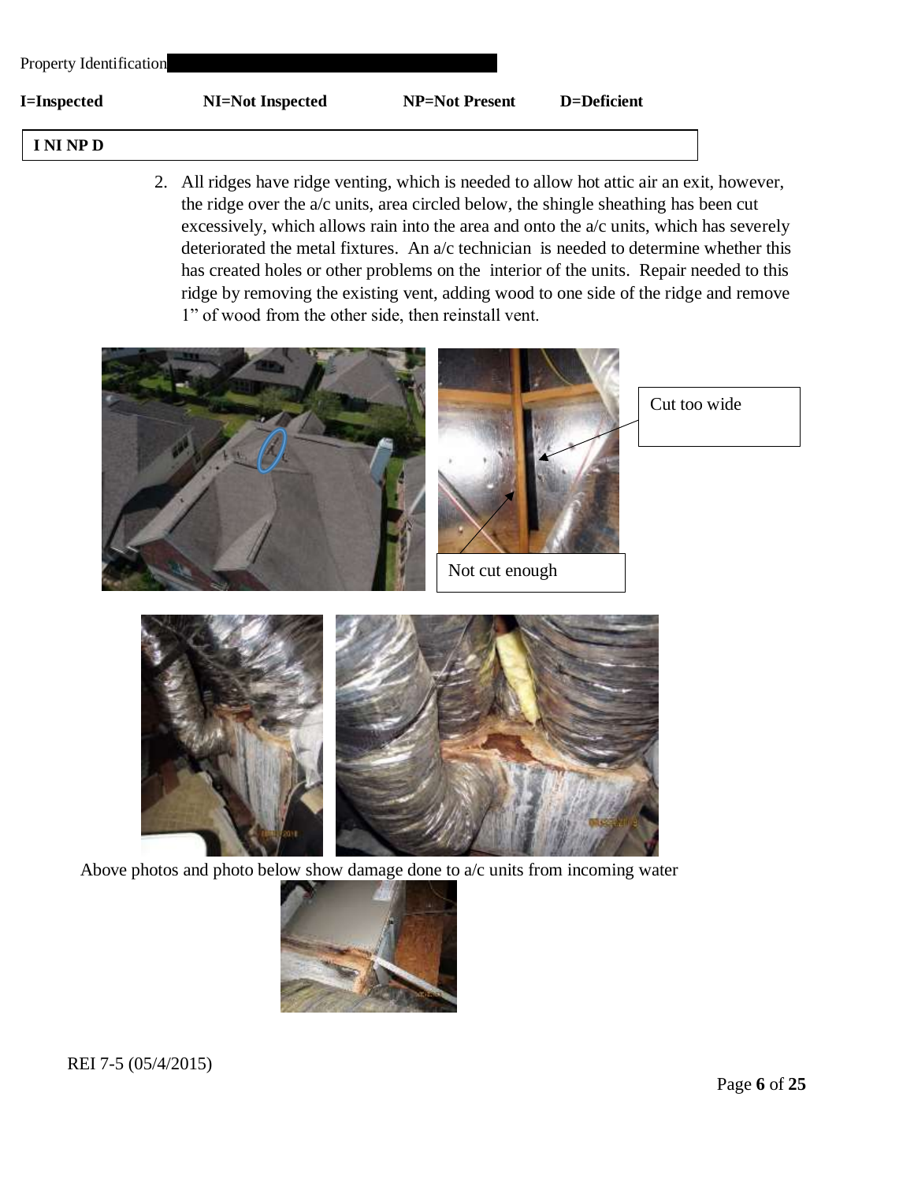Property Identification

**I=Inspected** **NI=Not Inspected** **NP=Not Present** **D=Deficient**

| I NI NP D |
|---|

2. All ridges have ridge venting, which is needed to allow hot attic air an exit, however, the ridge over the a/c units, area circled below, the shingle sheathing has been cut excessively, which allows rain into the area and onto the a/c units, which has severely deteriorated the metal fixtures. An a/c technician is needed to determine whether this has created holes or other problems on the interior of the units. Repair needed to this ridge by removing the existing vent, adding wood to one side of the ridge and remove 1" of wood from the other side, then reinstall vent.

Cut too wide

Not cut enough

Above photos and photo below show damage done to a/c units from incoming water

REI 7-5 (05/4/2015)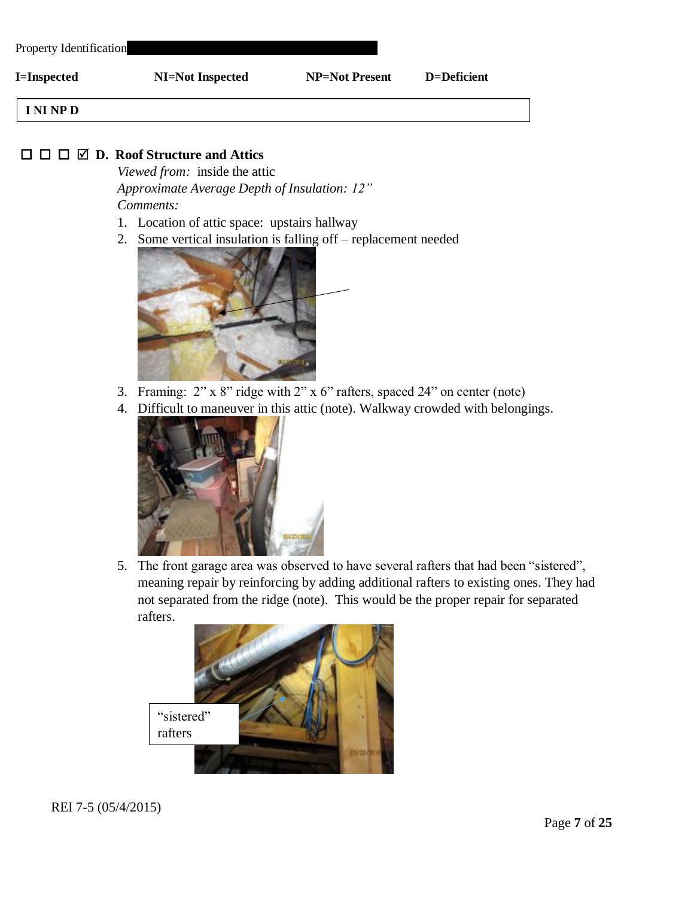Property Identification

**I=Inspected** **NI=Not Inspected** **NP=Not Present** **D=Deficient**

| **I NI NP D** |
|---|

☐ ☐ ☐ ☑ **D. Roof Structure and Attics**

*Viewed from:* inside the attic

*Approximate Average Depth of Insulation: 12"*

*Comments:*

1. Location of attic space: upstairs hallway
2. Some vertical insulation is falling off – replacement needed
3. Framing: 2" x 8" ridge with 2" x 6" rafters, spaced 24" on center (note)
4. Difficult to maneuver in this attic (note). Walkway crowded with belongings.
5. The front garage area was observed to have several rafters that had been "sistered", meaning repair by reinforcing by adding additional rafters to existing ones. They had not separated from the ridge (note). This would be the proper repair for separated rafters.

"sistered" rafters

REI 7-5 (05/4/2015)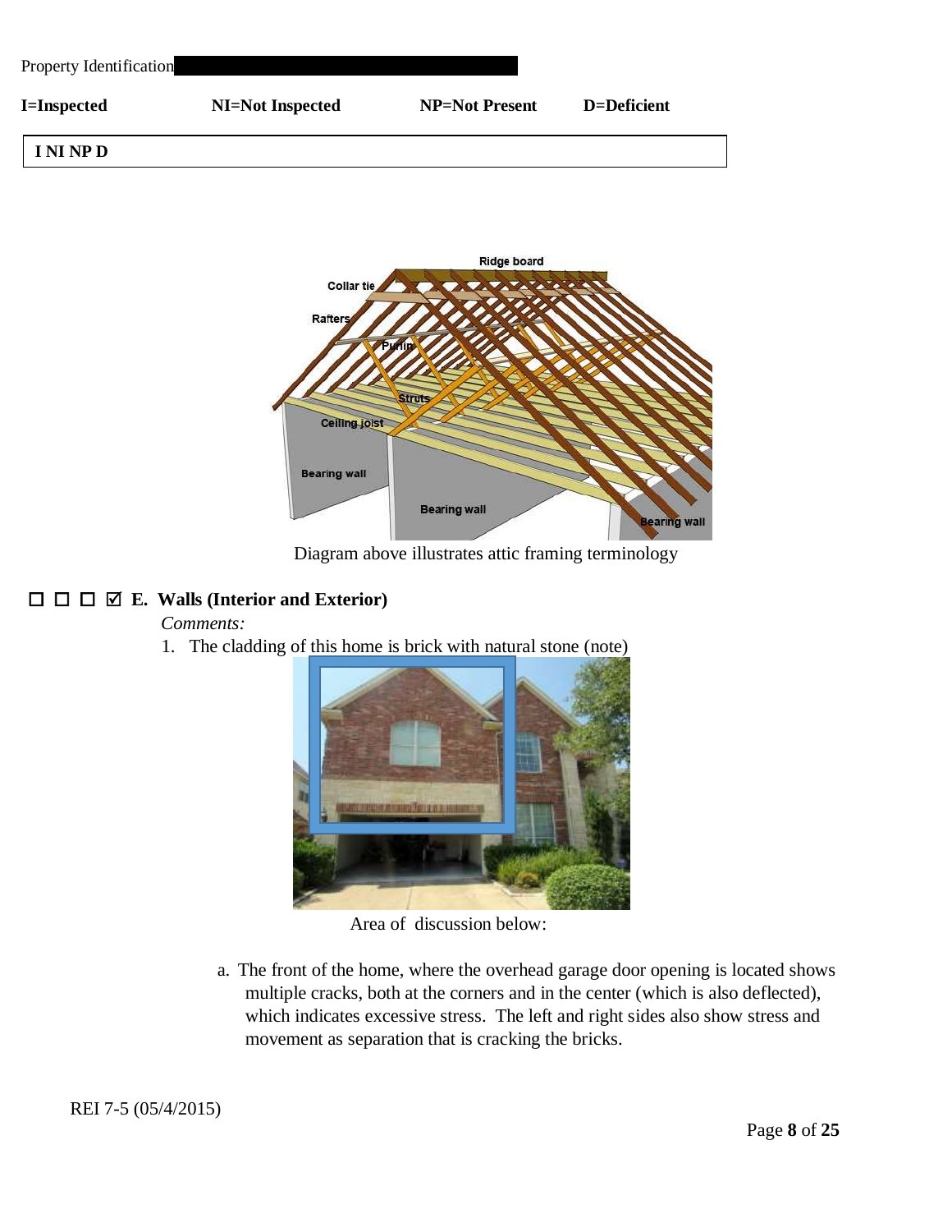Property Identification

**I=Inspected** **NI=Not Inspected** **NP=Not Present** **D=Deficient**

**I NI NP D**

Diagram above illustrates attic framing terminology

☐ ☐ ☐ ☑ **E. Walls (Interior and Exterior)**

*Comments:*

1. The cladding of this home is brick with natural stone (note)

Area of discussion below:

a. The front of the home, where the overhead garage door opening is located shows multiple cracks, both at the corners and in the center (which is also deflected), which indicates excessive stress. The left and right sides also show stress and movement as separation that is cracking the bricks.

REI 7-5 (05/4/2015)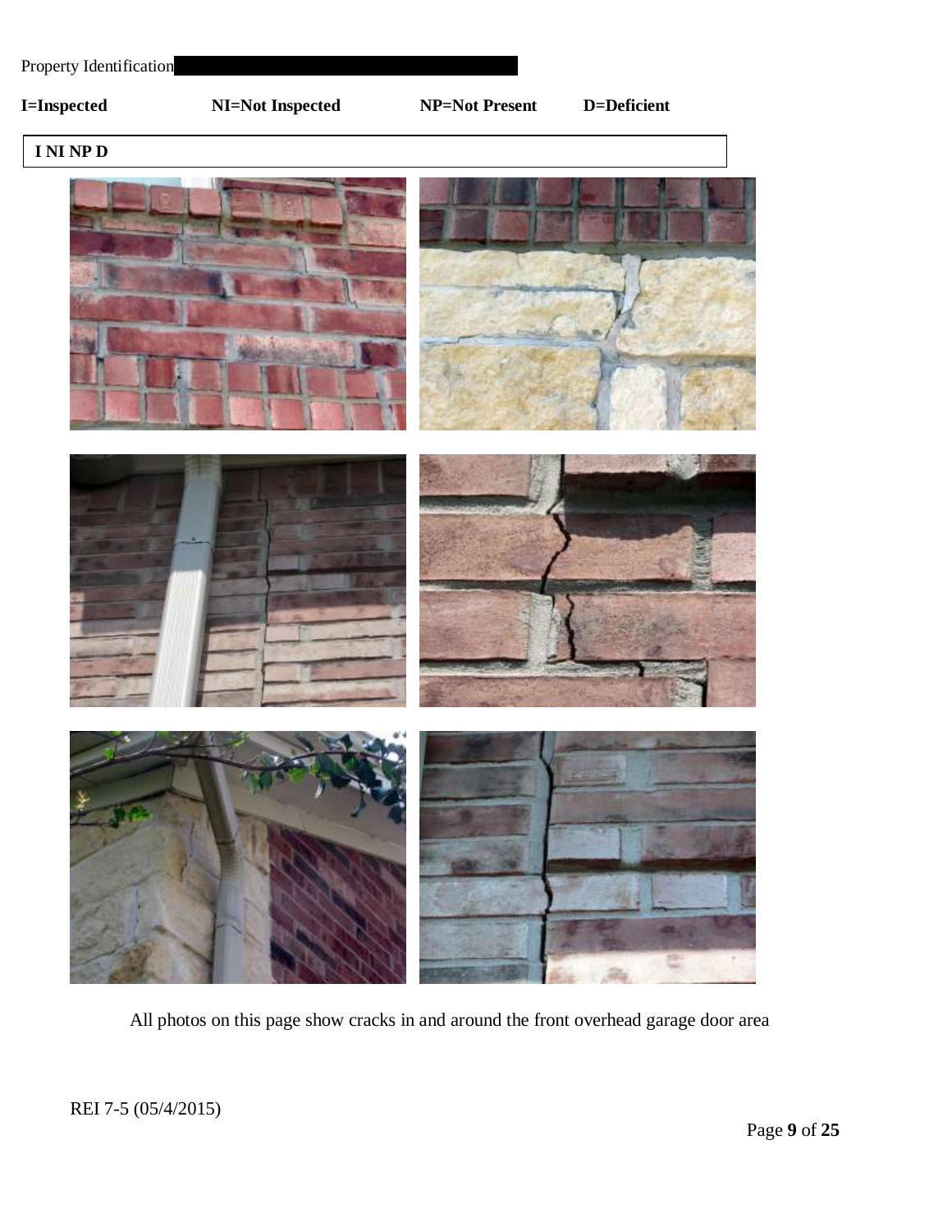Property Identification

**I=Inspected** **NI=Not Inspected** **NP=Not Present** **D=Deficient**

| I NI NP D |
|---|

All photos on this page show cracks in and around the front overhead garage door area

REI 7-5 (05/4/2015)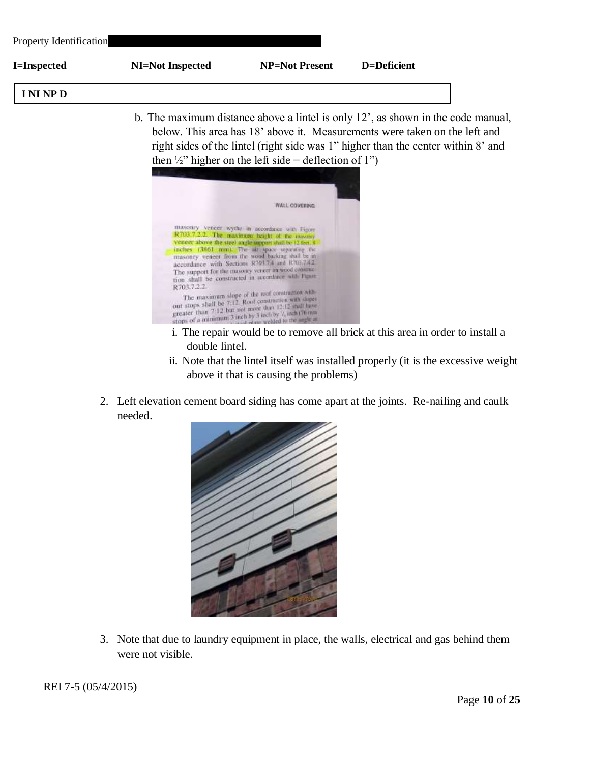Property Identification

**I=Inspected** **NI=Not Inspected** **NP=Not Present** **D=Deficient**

| I NI NP D |
|---|

b. The maximum distance above a lintel is only 12', as shown in the code manual, below. This area has 18' above it. Measurements were taken on the left and right sides of the lintel (right side was 1" higher than the center within 8' and then ½" higher on the left side = deflection of 1")

   i. The repair would be to remove all brick at this area in order to install a double lintel.

   ii. Note that the lintel itself was installed properly (it is the excessive weight above it that is causing the problems)

2. Left elevation cement board siding has come apart at the joints. Re-nailing and caulk needed.

3. Note that due to laundry equipment in place, the walls, electrical and gas behind them were not visible.

REI 7-5 (05/4/2015)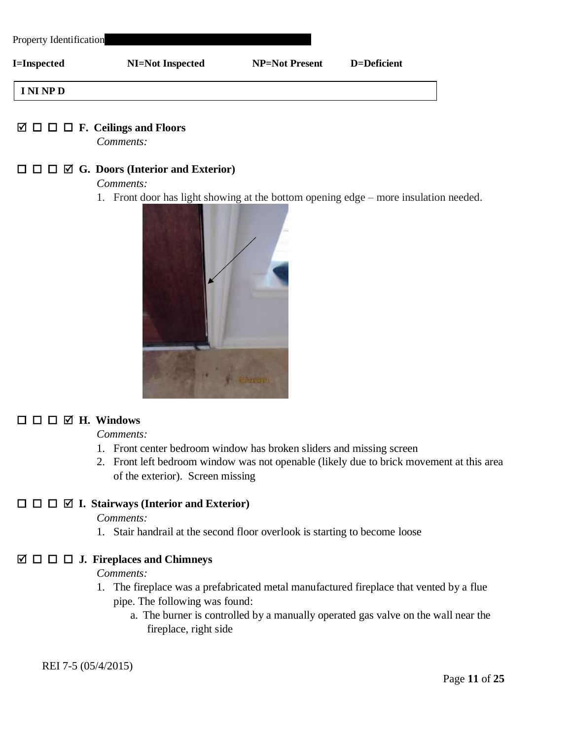Property Identification

**I=Inspected** **NI=Not Inspected** **NP=Not Present** **D=Deficient**

| I NI NP D |
|---|

☑ ☐ ☐ ☐ **F. Ceilings and Floors**

*Comments:*

☐ ☐ ☐ ☑ **G. Doors (Interior and Exterior)**

*Comments:*

1. Front door has light showing at the bottom opening edge – more insulation needed.

☐ ☐ ☐ ☑ **H. Windows**

*Comments:*

1. Front center bedroom window has broken sliders and missing screen
2. Front left bedroom window was not openable (likely due to brick movement at this area of the exterior). Screen missing

☐ ☐ ☐ ☑ **I. Stairways (Interior and Exterior)**

*Comments:*

1. Stair handrail at the second floor overlook is starting to become loose

☑ ☐ ☐ ☐ **J. Fireplaces and Chimneys**

*Comments:*

1. The fireplace was a prefabricated metal manufactured fireplace that vented by a flue pipe. The following was found:
   a. The burner is controlled by a manually operated gas valve on the wall near the fireplace, right side

REI 7-5 (05/4/2015)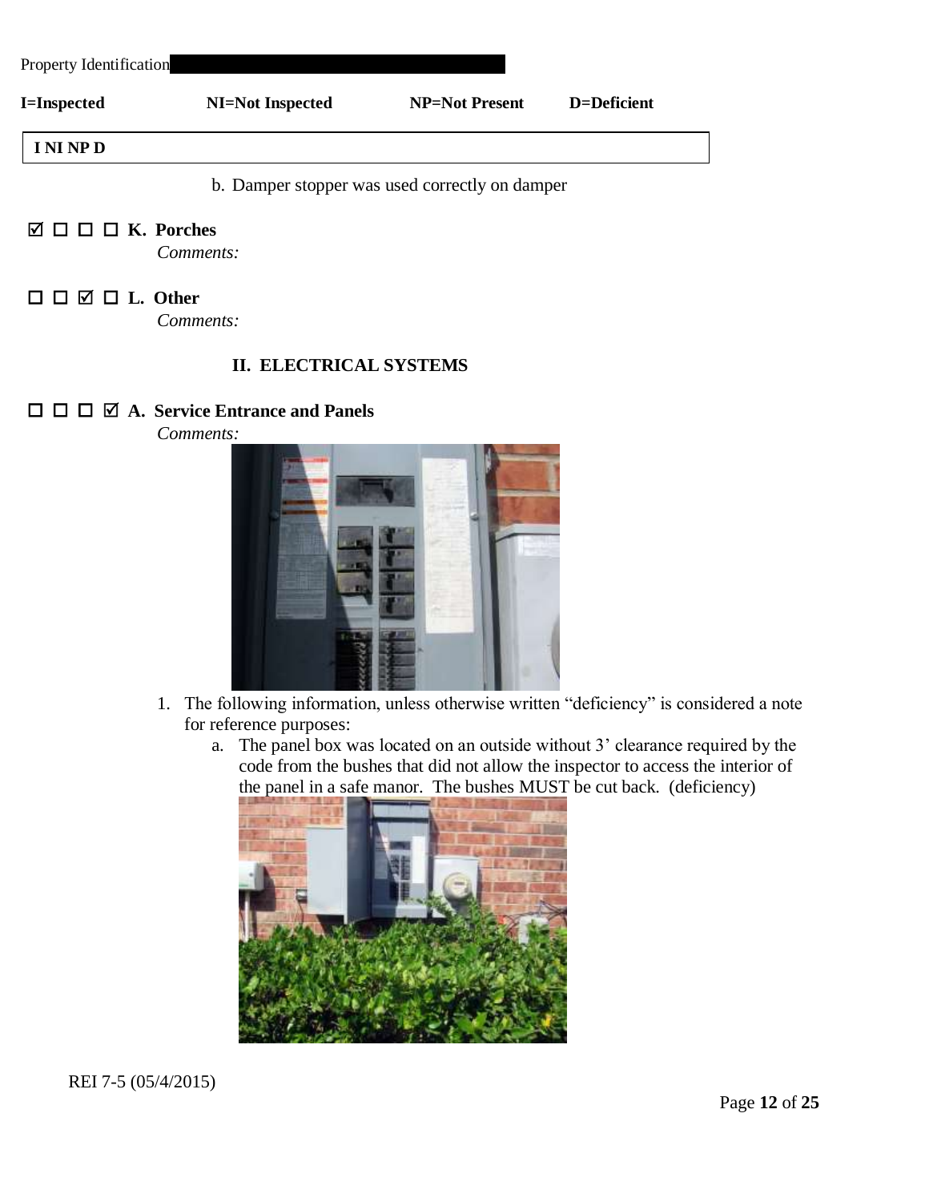Property Identification

**I=Inspected** **NI=Not Inspected** **NP=Not Present** **D=Deficient**

**I NI NP D**

b. Damper stopper was used correctly on damper

☑ ☐ ☐ ☐ **K. Porches**

*Comments:*

☐ ☐ ☑ ☐ **L. Other**

*Comments:*

## II. ELECTRICAL SYSTEMS

☐ ☐ ☐ ☑ **A. Service Entrance and Panels**

*Comments:*

1. The following information, unless otherwise written "deficiency" is considered a note for reference purposes:
   a. The panel box was located on an outside without 3' clearance required by the code from the bushes that did not allow the inspector to access the interior of the panel in a safe manor. The bushes MUST be cut back. (deficiency)

REI 7-5 (05/4/2015)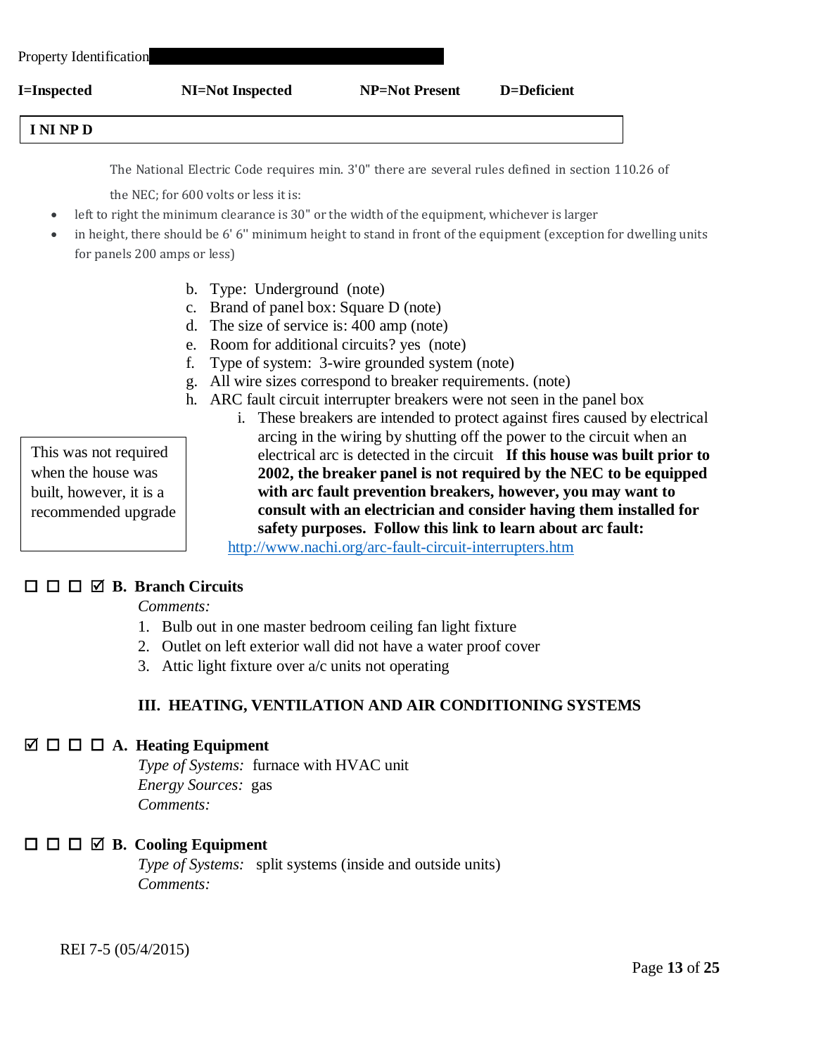Property Identification

**I=Inspected** **NI=Not Inspected** **NP=Not Present** **D=Deficient**

**I NI NP D**

The National Electric Code requires min. 3'0" there are several rules defined in section 110.26 of the NEC; for 600 volts or less it is:

- left to right the minimum clearance is 30" or the width of the equipment, whichever is larger
- in height, there should be 6' 6" minimum height to stand in front of the equipment (exception for dwelling units for panels 200 amps or less)

b. Type: Underground (note)
c. Brand of panel box: Square D (note)
d. The size of service is: 400 amp (note)
e. Room for additional circuits? yes (note)
f. Type of system: 3-wire grounded system (note)
g. All wire sizes correspond to breaker requirements. (note)
h. ARC fault circuit interrupter breakers were not seen in the panel box
   i. These breakers are intended to protect against fires caused by electrical arcing in the wiring by shutting off the power to the circuit when an electrical arc is detected in the circuit **If this house was built prior to 2002, the breaker panel is not required by the NEC to be equipped with arc fault prevention breakers, however, you may want to consult with an electrician and consider having them installed for safety purposes. Follow this link to learn about arc fault:**

http://www.nachi.org/arc-fault-circuit-interrupters.htm

> This was not required when the house was built, however, it is a recommended upgrade

☐ ☐ ☐ ☑ **B. Branch Circuits**

*Comments:*

1. Bulb out in one master bedroom ceiling fan light fixture
2. Outlet on left exterior wall did not have a water proof cover
3. Attic light fixture over a/c units not operating

## III. HEATING, VENTILATION AND AIR CONDITIONING SYSTEMS

☑ ☐ ☐ ☐ **A. Heating Equipment**

*Type of Systems:* furnace with HVAC unit
*Energy Sources:* gas
*Comments:*

☐ ☐ ☐ ☑ **B. Cooling Equipment**

*Type of Systems:* split systems (inside and outside units)
*Comments:*

REI 7-5 (05/4/2015)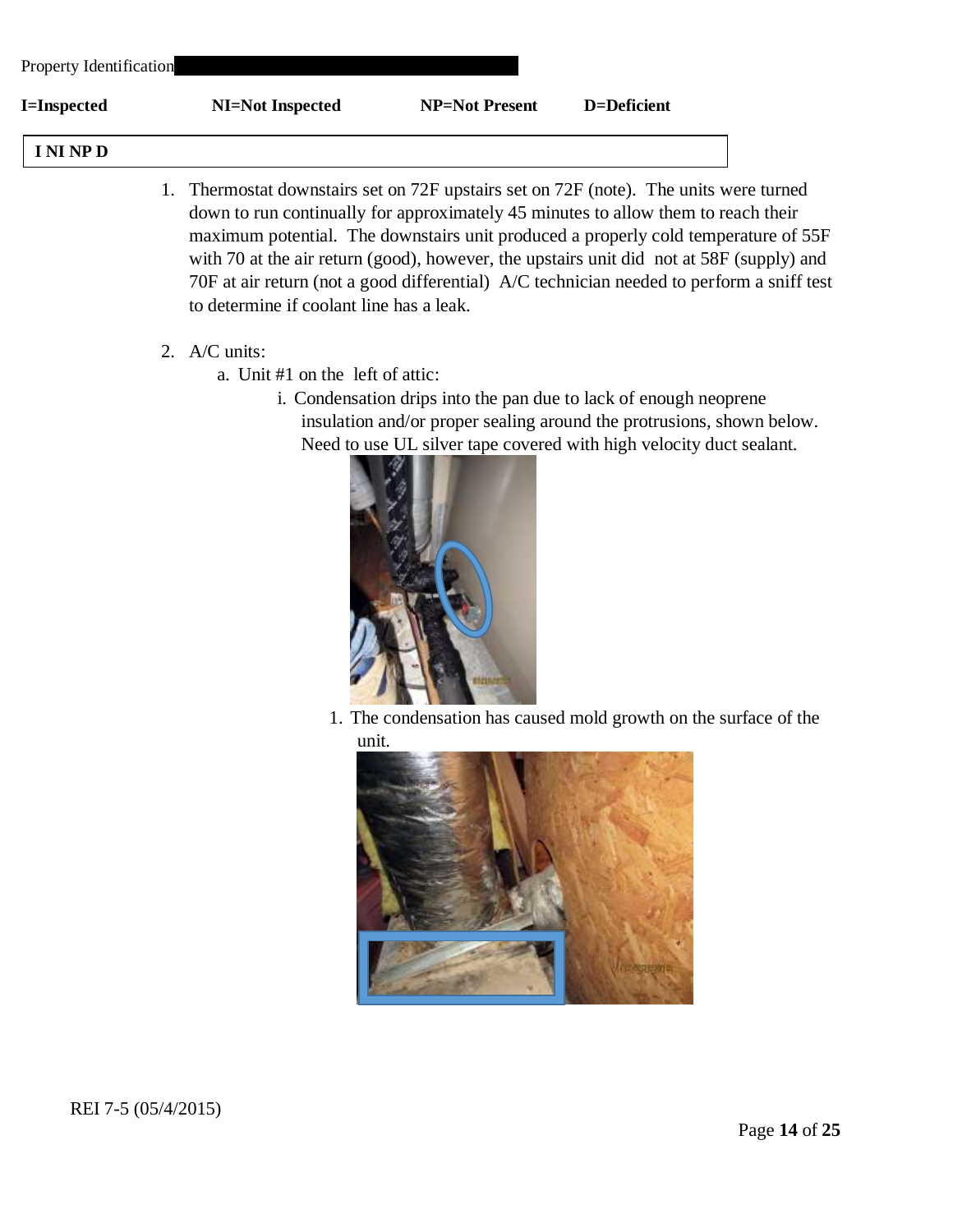Property Identification

**I=Inspected** **NI=Not Inspected** **NP=Not Present** **D=Deficient**

| **I NI NP D** |
|---|

1. Thermostat downstairs set on 72F upstairs set on 72F (note). The units were turned down to run continually for approximately 45 minutes to allow them to reach their maximum potential. The downstairs unit produced a properly cold temperature of 55F with 70 at the air return (good), however, the upstairs unit did not at 58F (supply) and 70F at air return (not a good differential) A/C technician needed to perform a sniff test to determine if coolant line has a leak.

2. A/C units:
   a. Unit #1 on the left of attic:
      i. Condensation drips into the pan due to lack of enough neoprene insulation and/or proper sealing around the protrusions, shown below. Need to use UL silver tape covered with high velocity duct sealant.
         1. The condensation has caused mold growth on the surface of the unit.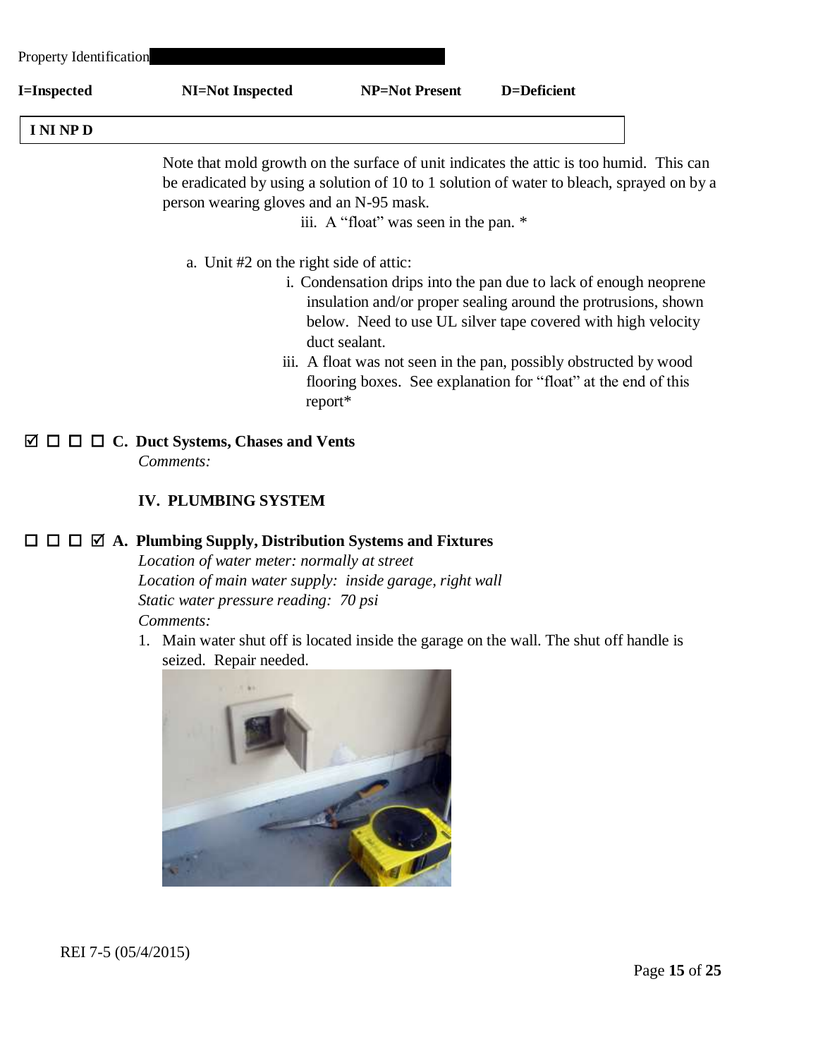Property Identification

**I=Inspected** **NI=Not Inspected** **NP=Not Present** **D=Deficient**

**I NI NP D**

Note that mold growth on the surface of unit indicates the attic is too humid. This can be eradicated by using a solution of 10 to 1 solution of water to bleach, sprayed on by a person wearing gloves and an N-95 mask.

iii. A "float" was seen in the pan. *

a. Unit #2 on the right side of attic:

i. Condensation drips into the pan due to lack of enough neoprene insulation and/or proper sealing around the protrusions, shown below. Need to use UL silver tape covered with high velocity duct sealant.

iii. A float was not seen in the pan, possibly obstructed by wood flooring boxes. See explanation for "float" at the end of this report*

☑ ☐ ☐ ☐ **C. Duct Systems, Chases and Vents**

*Comments:*

**IV. PLUMBING SYSTEM**

☐ ☐ ☐ ☑ **A. Plumbing Supply, Distribution Systems and Fixtures**

*Location of water meter: normally at street*

*Location of main water supply: inside garage, right wall*

*Static water pressure reading: 70 psi*

*Comments:*

1. Main water shut off is located inside the garage on the wall. The shut off handle is seized. Repair needed.

REI 7-5 (05/4/2015)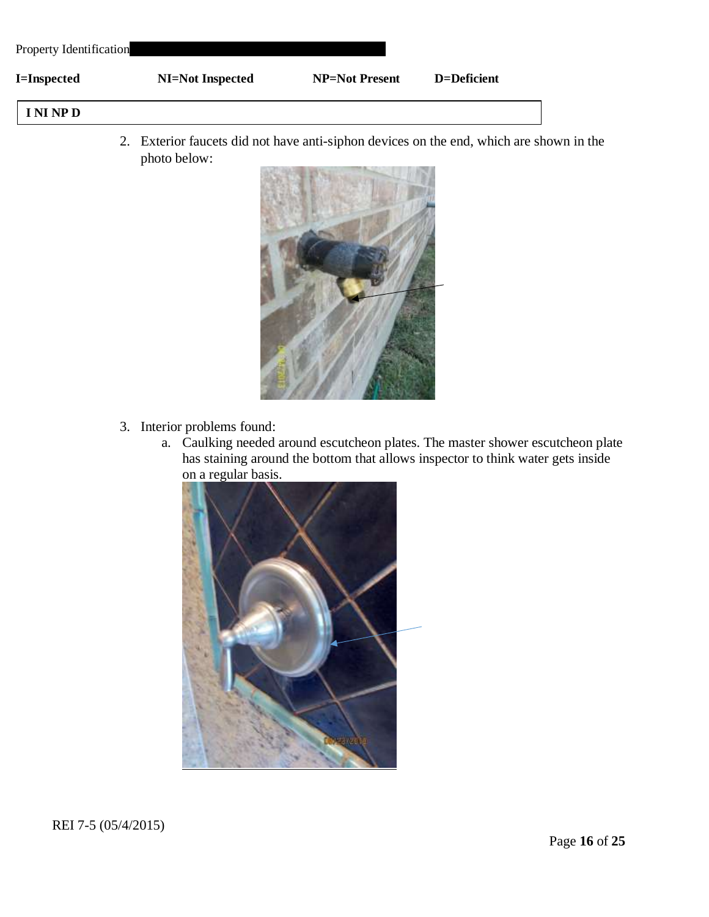Property Identification

**I=Inspected** **NI=Not Inspected** **NP=Not Present** **D=Deficient**

| I NI NP D |
|---|

2. Exterior faucets did not have anti-siphon devices on the end, which are shown in the photo below:

3. Interior problems found:
    a. Caulking needed around escutcheon plates. The master shower escutcheon plate has staining around the bottom that allows inspector to think water gets inside on a regular basis.

REI 7-5 (05/4/2015)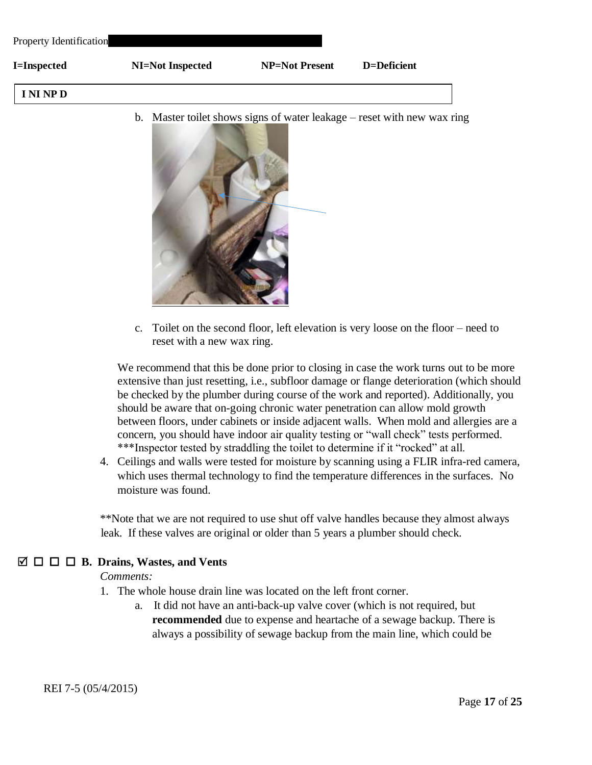Property Identification

**I=Inspected** **NI=Not Inspected** **NP=Not Present** **D=Deficient**

**I NI NP D**

b. Master toilet shows signs of water leakage – reset with new wax ring

c. Toilet on the second floor, left elevation is very loose on the floor – need to reset with a new wax ring.

We recommend that this be done prior to closing in case the work turns out to be more extensive than just resetting, i.e., subfloor damage or flange deterioration (which should be checked by the plumber during course of the work and reported). Additionally, you should be aware that on-going chronic water penetration can allow mold growth between floors, under cabinets or inside adjacent walls. When mold and allergies are a concern, you should have indoor air quality testing or "wall check" tests performed. ***Inspector tested by straddling the toilet to determine if it "rocked" at all.

4. Ceilings and walls were tested for moisture by scanning using a FLIR infra-red camera, which uses thermal technology to find the temperature differences in the surfaces. No moisture was found.

**Note that we are not required to use shut off valve handles because they almost always leak. If these valves are original or older than 5 years a plumber should check.

☑ ☐ ☐ ☐ **B. Drains, Wastes, and Vents**

*Comments:*

1. The whole house drain line was located on the left front corner.
   a. It did not have an anti-back-up valve cover (which is not required, but **recommended** due to expense and heartache of a sewage backup. There is always a possibility of sewage backup from the main line, which could be

REI 7-5 (05/4/2015)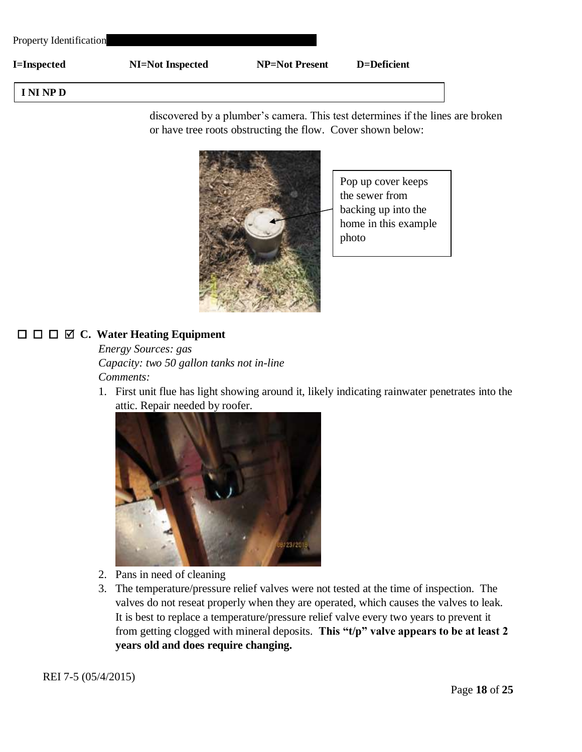Property Identification

**I=Inspected** **NI=Not Inspected** **NP=Not Present** **D=Deficient**

**I NI NP D**

discovered by a plumber's camera. This test determines if the lines are broken or have tree roots obstructing the flow. Cover shown below:

Pop up cover keeps the sewer from backing up into the home in this example photo

☐ ☐ ☐ ☑ **C. Water Heating Equipment**

*Energy Sources: gas*
*Capacity: two 50 gallon tanks not in-line*
*Comments:*

1. First unit flue has light showing around it, likely indicating rainwater penetrates into the attic. Repair needed by roofer.
2. Pans in need of cleaning
3. The temperature/pressure relief valves were not tested at the time of inspection. The valves do not reseat properly when they are operated, which causes the valves to leak. It is best to replace a temperature/pressure relief valve every two years to prevent it from getting clogged with mineral deposits. **This "t/p" valve appears to be at least 2 years old and does require changing.**

REI 7-5 (05/4/2015)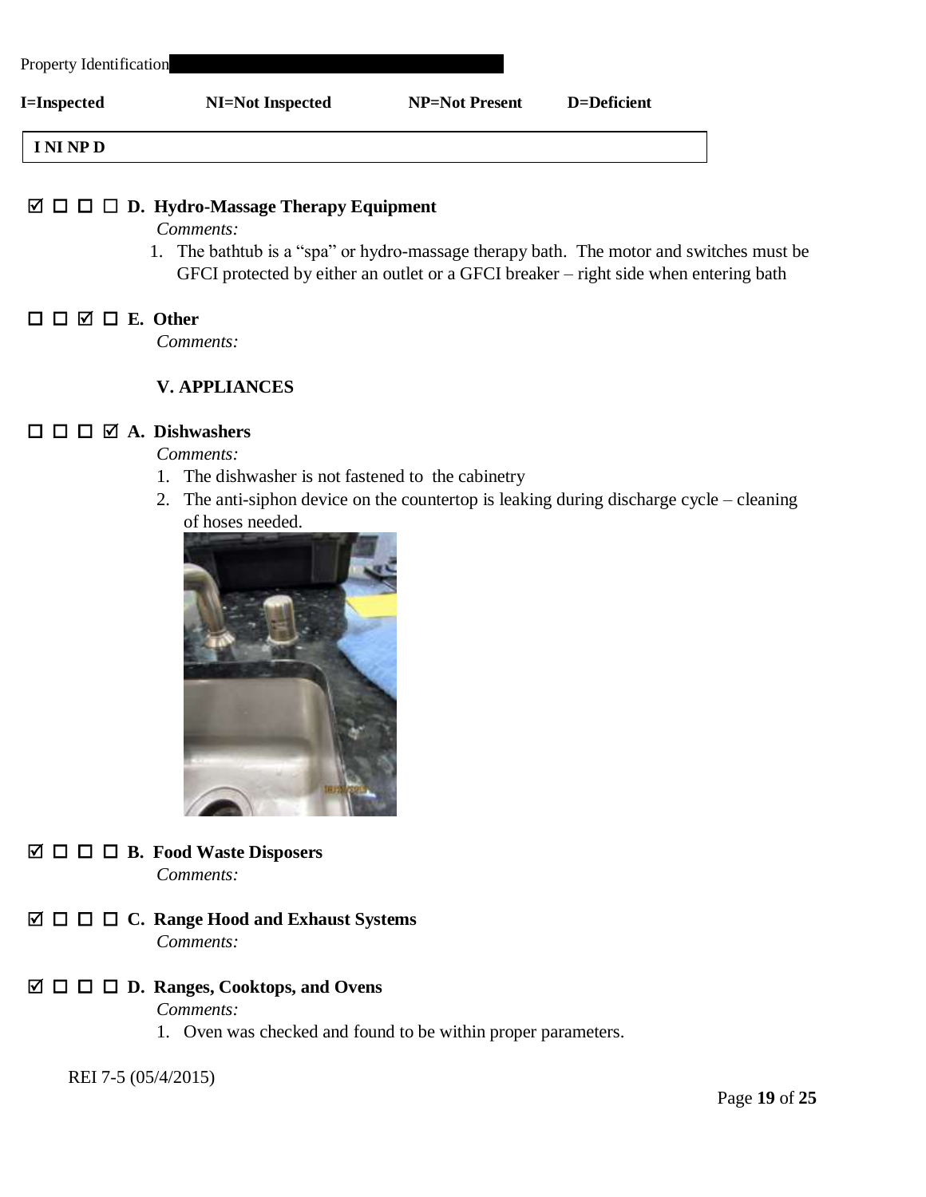Property Identification

**I=Inspected** **NI=Not Inspected** **NP=Not Present** **D=Deficient**

**I NI NP D**

☑ ☐ ☐ ☐ **D. Hydro-Massage Therapy Equipment**

*Comments:*

1. The bathtub is a "spa" or hydro-massage therapy bath. The motor and switches must be GFCI protected by either an outlet or a GFCI breaker – right side when entering bath

☐ ☐ ☑ ☐ **E. Other**

*Comments:*

## V. APPLIANCES

☐ ☐ ☐ ☑ **A. Dishwashers**

*Comments:*

1. The dishwasher is not fastened to the cabinetry
2. The anti-siphon device on the countertop is leaking during discharge cycle – cleaning of hoses needed.

☑ ☐ ☐ ☐ **B. Food Waste Disposers**

*Comments:*

☑ ☐ ☐ ☐ **C. Range Hood and Exhaust Systems**

*Comments:*

☑ ☐ ☐ ☐ **D. Ranges, Cooktops, and Ovens**

*Comments:*

1. Oven was checked and found to be within proper parameters.

REI 7-5 (05/4/2015)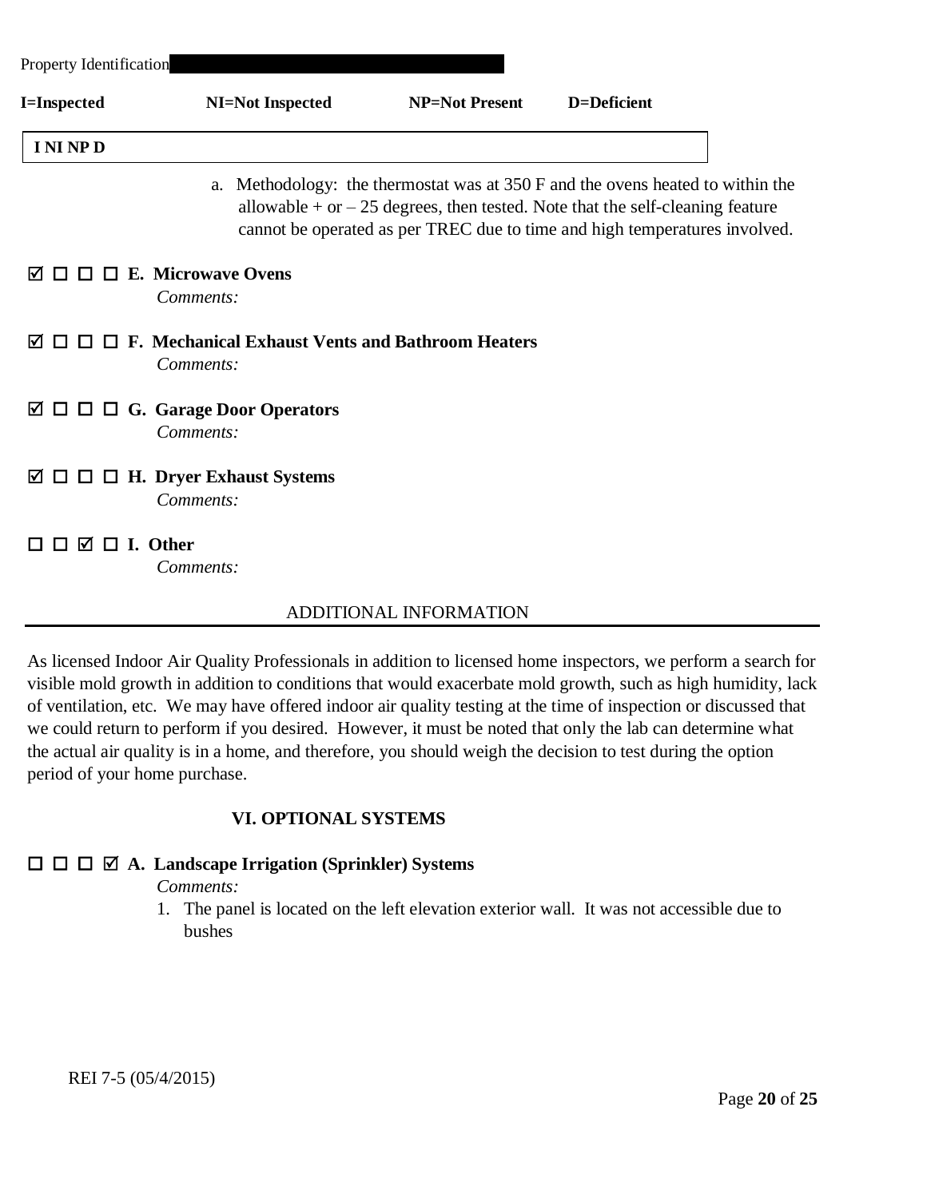Property Identification

**I=Inspected** **NI=Not Inspected** **NP=Not Present** **D=Deficient**

**I NI NP D**

a. Methodology: the thermostat was at 350 F and the ovens heated to within the allowable + or – 25 degrees, then tested. Note that the self-cleaning feature cannot be operated as per TREC due to time and high temperatures involved.

☑ ☐ ☐ ☐ **E. Microwave Ovens**

*Comments:*

☑ ☐ ☐ ☐ **F. Mechanical Exhaust Vents and Bathroom Heaters**

*Comments:*

☑ ☐ ☐ ☐ **G. Garage Door Operators**

*Comments:*

☑ ☐ ☐ ☐ **H. Dryer Exhaust Systems**

*Comments:*

☐ ☐ ☑ ☐ **I. Other**

*Comments:*

## ADDITIONAL INFORMATION

As licensed Indoor Air Quality Professionals in addition to licensed home inspectors, we perform a search for visible mold growth in addition to conditions that would exacerbate mold growth, such as high humidity, lack of ventilation, etc. We may have offered indoor air quality testing at the time of inspection or discussed that we could return to perform if you desired. However, it must be noted that only the lab can determine what the actual air quality is in a home, and therefore, you should weigh the decision to test during the option period of your home purchase.

## VI. OPTIONAL SYSTEMS

☐ ☐ ☐ ☑ **A. Landscape Irrigation (Sprinkler) Systems**

*Comments:*

1. The panel is located on the left elevation exterior wall. It was not accessible due to bushes

REI 7-5 (05/4/2015)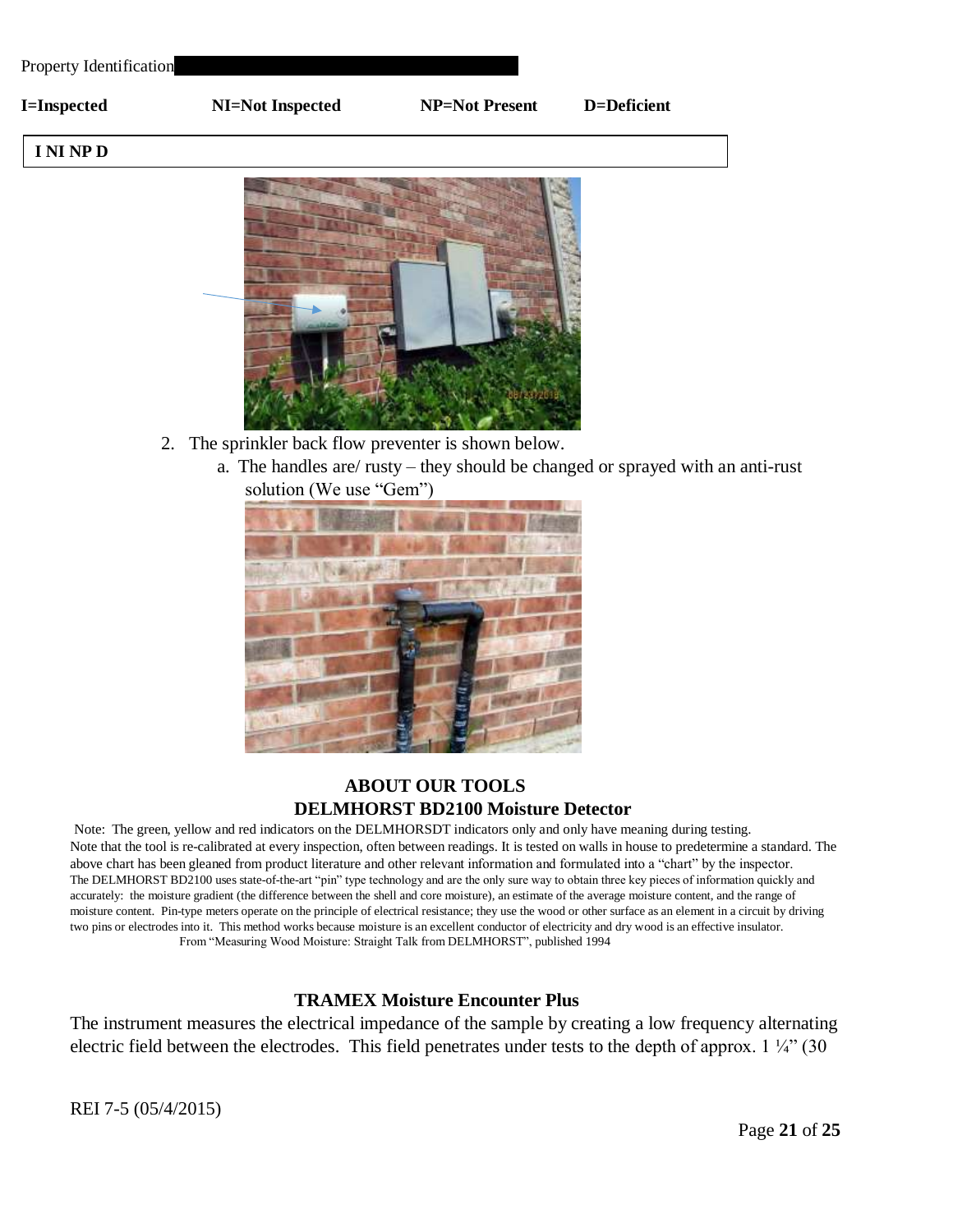Property Identification

**I=Inspected** **NI=Not Inspected** **NP=Not Present** **D=Deficient**

**I NI NP D**

2. The sprinkler back flow preventer is shown below.
    a. The handles are/ rusty – they should be changed or sprayed with an anti-rust solution (We use "Gem")

## ABOUT OUR TOOLS

## DELMHORST BD2100 Moisture Detector

Note: The green, yellow and red indicators on the DELMHORSDT indicators only and only have meaning during testing. Note that the tool is re-calibrated at every inspection, often between readings. It is tested on walls in house to predetermine a standard. The above chart has been gleaned from product literature and other relevant information and formulated into a "chart" by the inspector.

The DELMHORST BD2100 uses state-of-the-art "pin" type technology and are the only sure way to obtain three key pieces of information quickly and accurately: the moisture gradient (the difference between the shell and core moisture), an estimate of the average moisture content, and the range of moisture content. Pin-type meters operate on the principle of electrical resistance; they use the wood or other surface as an element in a circuit by driving two pins or electrodes into it. This method works because moisture is an excellent conductor of electricity and dry wood is an effective insulator.

From "Measuring Wood Moisture: Straight Talk from DELMHORST", published 1994

## TRAMEX Moisture Encounter Plus

The instrument measures the electrical impedance of the sample by creating a low frequency alternating electric field between the electrodes. This field penetrates under tests to the depth of approx. 1 ¼" (30

REI 7-5 (05/4/2015)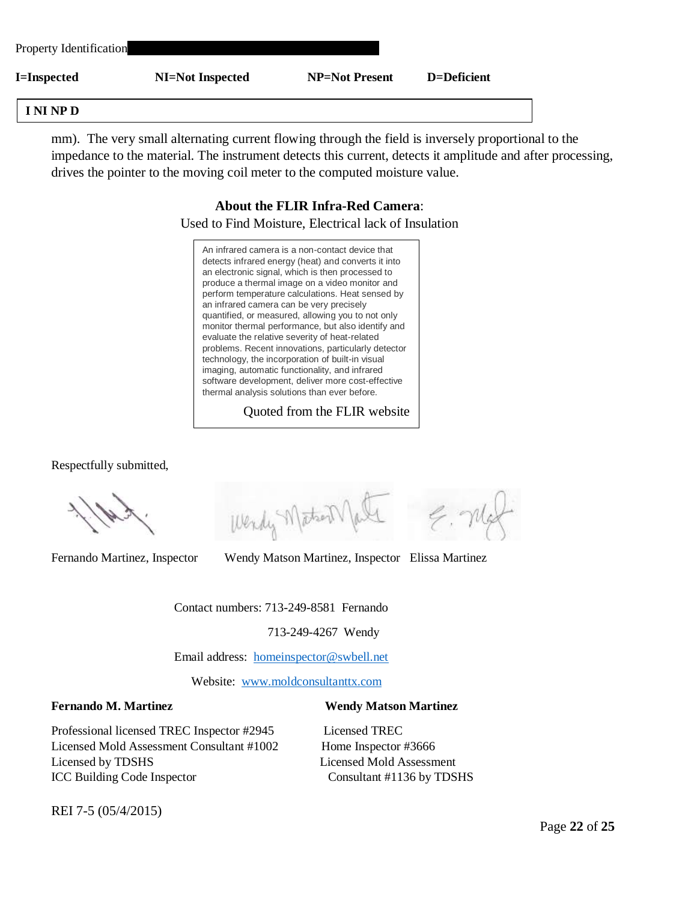Property Identification

**I=Inspected** **NI=Not Inspected** **NP=Not Present** **D=Deficient**

| **I NI NP D** |
|---|

mm). The very small alternating current flowing through the field is inversely proportional to the impedance to the material. The instrument detects this current, detects it amplitude and after processing, drives the pointer to the moving coil meter to the computed moisture value.

**About the FLIR Infra-Red Camera**:

Used to Find Moisture, Electrical lack of Insulation

> An infrared camera is a non-contact device that detects infrared energy (heat) and converts it into an electronic signal, which is then processed to produce a thermal image on a video monitor and perform temperature calculations. Heat sensed by an infrared camera can be very precisely quantified, or measured, allowing you to not only monitor thermal performance, but also identify and evaluate the relative severity of heat-related problems. Recent innovations, particularly detector technology, the incorporation of built-in visual imaging, automatic functionality, and infrared software development, deliver more cost-effective thermal analysis solutions than ever before.
>
> Quoted from the FLIR website

Respectfully submitted,

Fernando Martinez, Inspector    Wendy Matson Martinez, Inspector    Elissa Martinez

Contact numbers: 713-249-8581 Fernando

713-249-4267 Wendy

Email address: homeinspector@swbell.net

Website: www.moldconsultanttx.com

**Fernando M. Martinez**

Professional licensed TREC Inspector #2945
Licensed Mold Assessment Consultant #1002
Licensed by TDSHS
ICC Building Code Inspector

**Wendy Matson Martinez**

Licensed TREC
Home Inspector #3666
Licensed Mold Assessment
Consultant #1136 by TDSHS

REI 7-5 (05/4/2015)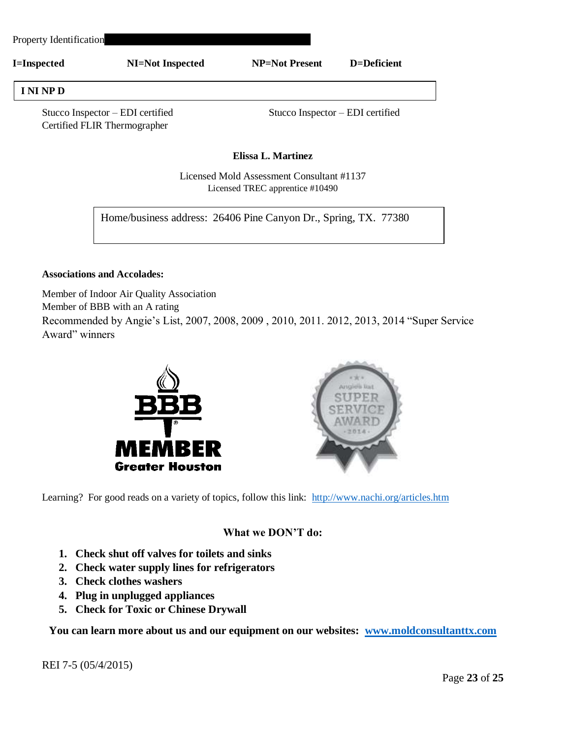Property Identification

**I=Inspected** **NI=Not Inspected** **NP=Not Present** **D=Deficient**

| I NI NP D |
|---|

Stucco Inspector – EDI certified
Certified FLIR Thermographer

Stucco Inspector – EDI certified

**Elissa L. Martinez**

Licensed Mold Assessment Consultant #1137
Licensed TREC apprentice #10490

Home/business address: 26406 Pine Canyon Dr., Spring, TX. 77380

**Associations and Accolades:**

Member of Indoor Air Quality Association
Member of BBB with an A rating
Recommended by Angie's List, 2007, 2008, 2009 , 2010, 2011. 2012, 2013, 2014 "Super Service Award" winners

Learning? For good reads on a variety of topics, follow this link: http://www.nachi.org/articles.htm

**What we DON'T do:**

1. **Check shut off valves for toilets and sinks**
2. **Check water supply lines for refrigerators**
3. **Check clothes washers**
4. **Plug in unplugged appliances**
5. **Check for Toxic or Chinese Drywall**

**You can learn more about us and our equipment on our websites: www.moldconsultanttx.com**

REI 7-5 (05/4/2015)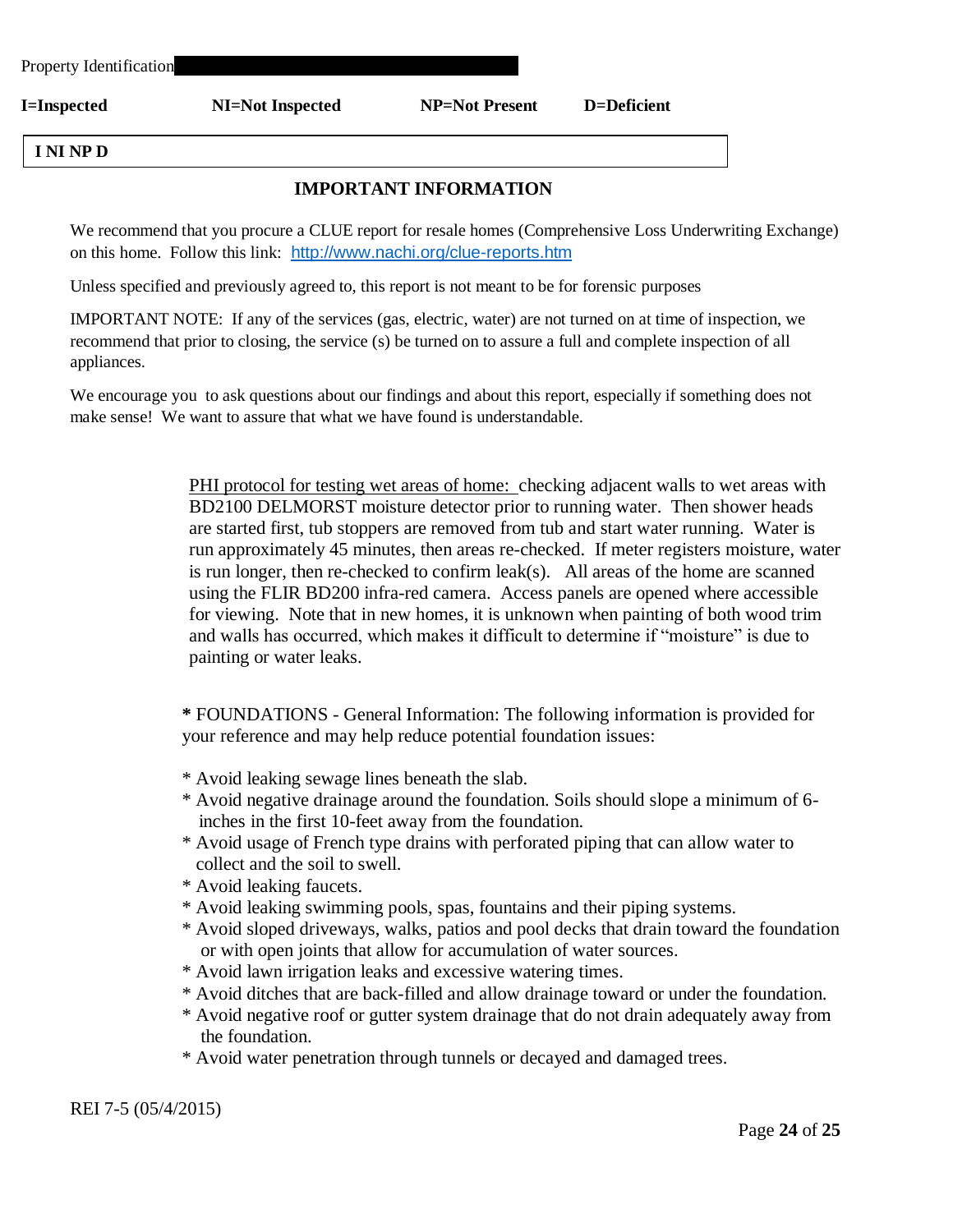Property Identification

**I=Inspected** **NI=Not Inspected** **NP=Not Present** **D=Deficient**

**I NI NP D**

## IMPORTANT INFORMATION

We recommend that you procure a CLUE report for resale homes (Comprehensive Loss Underwriting Exchange) on this home. Follow this link: http://www.nachi.org/clue-reports.htm

Unless specified and previously agreed to, this report is not meant to be for forensic purposes

IMPORTANT NOTE: If any of the services (gas, electric, water) are not turned on at time of inspection, we recommend that prior to closing, the service (s) be turned on to assure a full and complete inspection of all appliances.

We encourage you to ask questions about our findings and about this report, especially if something does not make sense! We want to assure that what we have found is understandable.

PHI protocol for testing wet areas of home: checking adjacent walls to wet areas with BD2100 DELMORST moisture detector prior to running water. Then shower heads are started first, tub stoppers are removed from tub and start water running. Water is run approximately 45 minutes, then areas re-checked. If meter registers moisture, water is run longer, then re-checked to confirm leak(s). All areas of the home are scanned using the FLIR BD200 infra-red camera. Access panels are opened where accessible for viewing. Note that in new homes, it is unknown when painting of both wood trim and walls has occurred, which makes it difficult to determine if "moisture" is due to painting or water leaks.

**\*** FOUNDATIONS - General Information: The following information is provided for your reference and may help reduce potential foundation issues:

* Avoid leaking sewage lines beneath the slab.
* Avoid negative drainage around the foundation. Soils should slope a minimum of 6-inches in the first 10-feet away from the foundation.
* Avoid usage of French type drains with perforated piping that can allow water to collect and the soil to swell.
* Avoid leaking faucets.
* Avoid leaking swimming pools, spas, fountains and their piping systems.
* Avoid sloped driveways, walks, patios and pool decks that drain toward the foundation or with open joints that allow for accumulation of water sources.
* Avoid lawn irrigation leaks and excessive watering times.
* Avoid ditches that are back-filled and allow drainage toward or under the foundation.
* Avoid negative roof or gutter system drainage that do not drain adequately away from the foundation.
* Avoid water penetration through tunnels or decayed and damaged trees.

REI 7-5 (05/4/2015)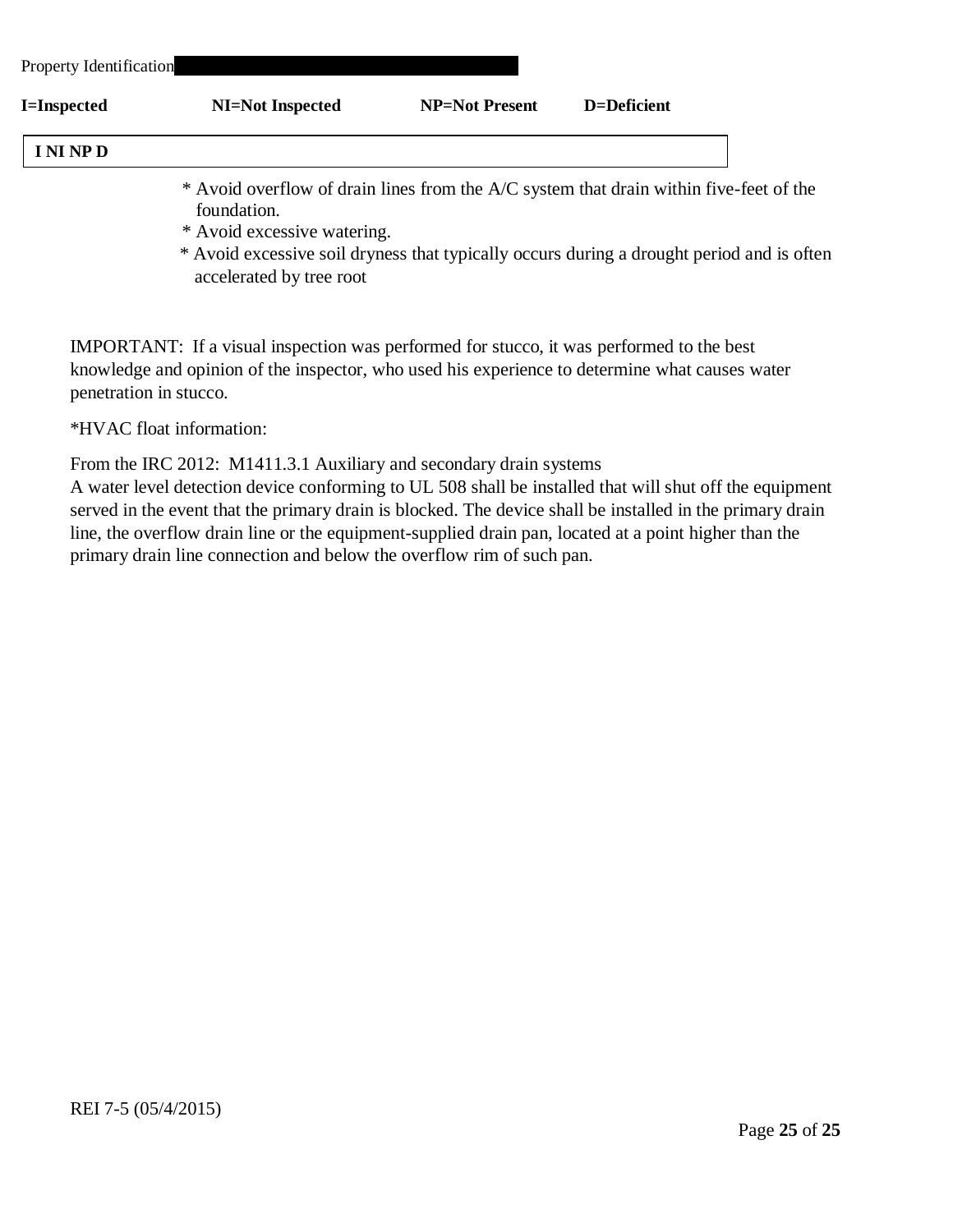Property Identification

**I=Inspected** **NI=Not Inspected** **NP=Not Present** **D=Deficient**

**I NI NP D**

* Avoid overflow of drain lines from the A/C system that drain within five-feet of the foundation.
* Avoid excessive watering.
* Avoid excessive soil dryness that typically occurs during a drought period and is often accelerated by tree root

IMPORTANT: If a visual inspection was performed for stucco, it was performed to the best knowledge and opinion of the inspector, who used his experience to determine what causes water penetration in stucco.

*HVAC float information:

From the IRC 2012: M1411.3.1 Auxiliary and secondary drain systems
A water level detection device conforming to UL 508 shall be installed that will shut off the equipment served in the event that the primary drain is blocked. The device shall be installed in the primary drain line, the overflow drain line or the equipment-supplied drain pan, located at a point higher than the primary drain line connection and below the overflow rim of such pan.

REI 7-5 (05/4/2015)